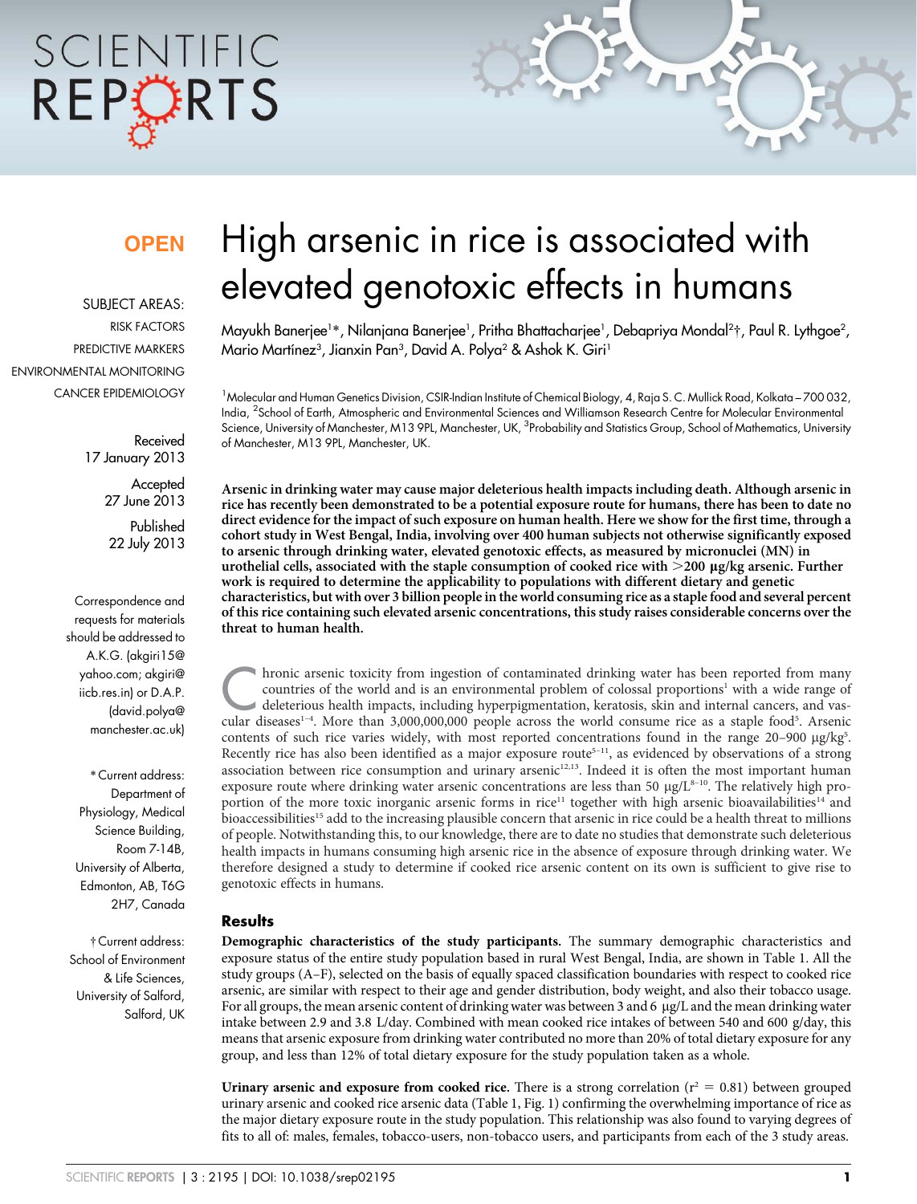OPEN

SUBJECT AREAS:
RISK FACTORS
PREDICTIVE MARKERS
ENVIRONMENTAL MONITORING
CANCER EPIDEMIOLOGY

Received
17 January 2013

Accepted
27 June 2013

Published
22 July 2013

Correspondence and requests for materials should be addressed to A.K.G. (akgiri15@yahoo.com; akgiri@iicb.res.in) or D.A.P. (david.polya@manchester.ac.uk)

*Current address: Department of Physiology, Medical Science Building, Room 7-14B, University of Alberta, Edmonton, AB, T6G 2H7, Canada

†Current address: School of Environment & Life Sciences, University of Salford, Salford, UK

# High arsenic in rice is associated with elevated genotoxic effects in humans

Mayukh Banerjee[1]*, Nilanjana Banerjee[1], Pritha Bhattacharjee[1], Debapriya Mondal[2]†, Paul R. Lythgoe[2], Mario Martínez[3], Jianxin Pan[3], David A. Polya[2] & Ashok K. Giri[1]

[1]Molecular and Human Genetics Division, CSIR-Indian Institute of Chemical Biology, 4, Raja S. C. Mullick Road, Kolkata – 700 032, India, [2]School of Earth, Atmospheric and Environmental Sciences and Williamson Research Centre for Molecular Environmental Science, University of Manchester, M13 9PL, Manchester, UK, [3]Probability and Statistics Group, School of Mathematics, University of Manchester, M13 9PL, Manchester, UK.

**Arsenic in drinking water may cause major deleterious health impacts including death. Although arsenic in rice has recently been demonstrated to be a potential exposure route for humans, there has been to date no direct evidence for the impact of such exposure on human health. Here we show for the first time, through a cohort study in West Bengal, India, involving over 400 human subjects not otherwise significantly exposed to arsenic through drinking water, elevated genotoxic effects, as measured by micronuclei (MN) in urothelial cells, associated with the staple consumption of cooked rice with >200 μg/kg arsenic. Further work is required to determine the applicability to populations with different dietary and genetic characteristics, but with over 3 billion people in the world consuming rice as a staple food and several percent of this rice containing such elevated arsenic concentrations, this study raises considerable concerns over the threat to human health.**

Chronic arsenic toxicity from ingestion of contaminated drinking water has been reported from many countries of the world and is an environmental problem of colossal proportions[1] with a wide range of deleterious health impacts, including hyperpigmentation, keratosis, skin and internal cancers, and vascular diseases[1–4]. More than 3,000,000,000 people across the world consume rice as a staple food[5]. Arsenic contents of such rice varies widely, with most reported concentrations found in the range 20–900 μg/kg[5]. Recently rice has also been identified as a major exposure route[5–11], as evidenced by observations of a strong association between rice consumption and urinary arsenic[12,13]. Indeed it is often the most important human exposure route where drinking water arsenic concentrations are less than 50 μg/L[8–10]. The relatively high proportion of the more toxic inorganic arsenic forms in rice[11] together with high arsenic bioavailabilities[14] and bioaccessibilities[15] add to the increasing plausible concern that arsenic in rice could be a health threat to millions of people. Notwithstanding this, to our knowledge, there are to date no studies that demonstrate such deleterious health impacts in humans consuming high arsenic rice in the absence of exposure through drinking water. We therefore designed a study to determine if cooked rice arsenic content on its own is sufficient to give rise to genotoxic effects in humans.

## Results

**Demographic characteristics of the study participants.** The summary demographic characteristics and exposure status of the entire study population based in rural West Bengal, India, are shown in Table 1. All the study groups (A–F), selected on the basis of equally spaced classification boundaries with respect to cooked rice arsenic, are similar with respect to their age and gender distribution, body weight, and also their tobacco usage. For all groups, the mean arsenic content of drinking water was between 3 and 6 μg/L and the mean drinking water intake between 2.9 and 3.8 L/day. Combined with mean cooked rice intakes of between 540 and 600 g/day, this means that arsenic exposure from drinking water contributed no more than 20% of total dietary exposure for any group, and less than 12% of total dietary exposure for the study population taken as a whole.

**Urinary arsenic and exposure from cooked rice.** There is a strong correlation ($r^2 = 0.81$) between grouped urinary arsenic and cooked rice arsenic data (Table 1, Fig. 1) confirming the overwhelming importance of rice as the major dietary exposure route in the study population. This relationship was also found to varying degrees of fits to all of: males, females, tobacco-users, non-tobacco users, and participants from each of the 3 study areas.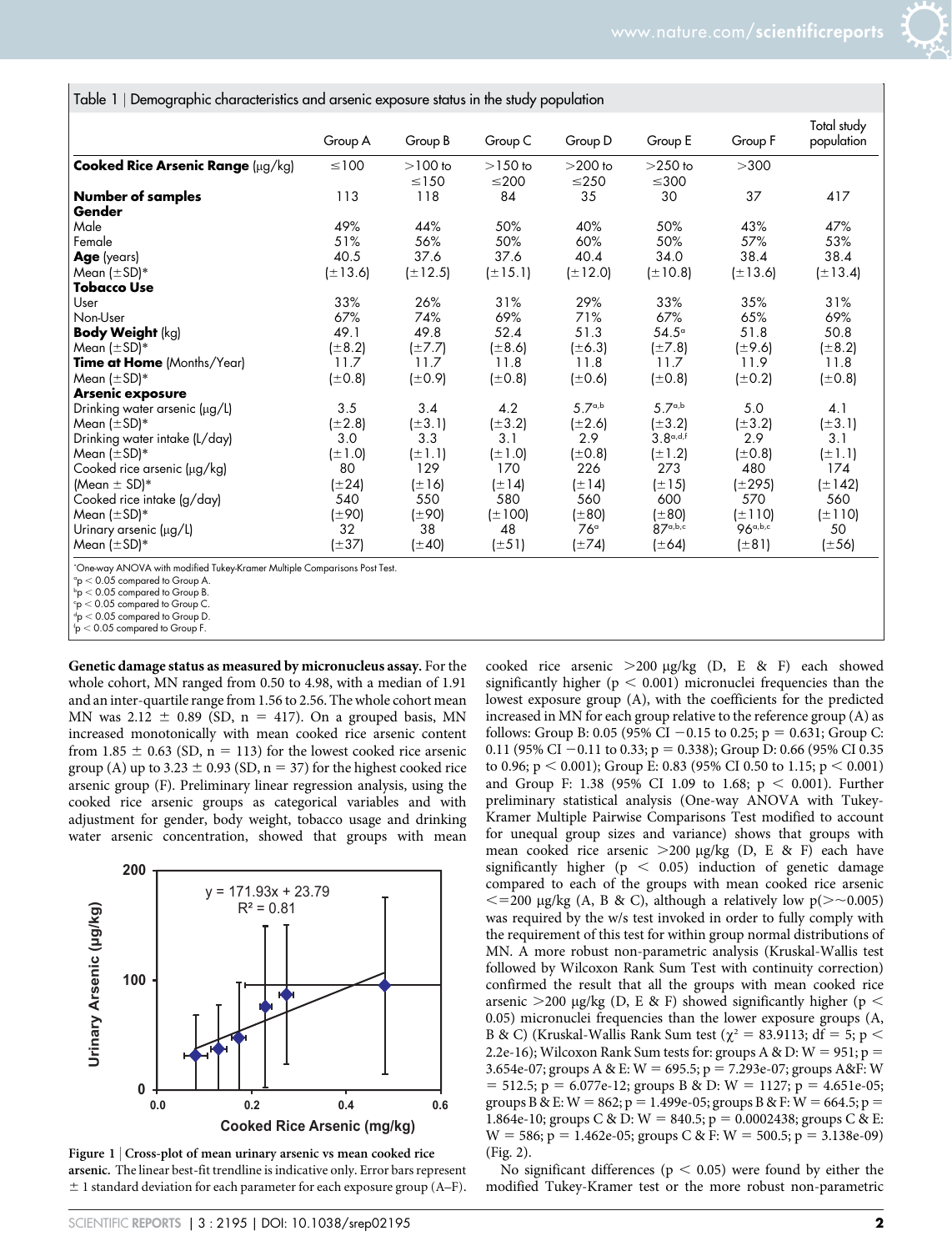Table 1 | Demographic characteristics and arsenic exposure status in the study population

| | Group A | Group B | Group C | Group D | Group E | Group F | Total study population |
|---|---|---|---|---|---|---|---|
| **Cooked Rice Arsenic Range** (μg/kg) | ≤100 | >100 to ≤150 | >150 to ≤200 | >200 to ≤250 | >250 to ≤300 | >300 | |
| **Number of samples** | 113 | 118 | 84 | 35 | 30 | 37 | 417 |
| **Gender** | | | | | | | |
| Male | 49% | 44% | 50% | 40% | 50% | 43% | 47% |
| Female | 51% | 56% | 50% | 60% | 50% | 57% | 53% |
| **Age** (years) | 40.5 | 37.6 | 37.6 | 40.4 | 34.0 | 38.4 | 38.4 |
| Mean (±SD)* | (±13.6) | (±12.5) | (±15.1) | (±12.0) | (±10.8) | (±13.6) | (±13.4) |
| **Tobacco Use** | | | | | | | |
| User | 33% | 26% | 31% | 29% | 33% | 35% | 31% |
| Non-User | 67% | 74% | 69% | 71% | 67% | 65% | 69% |
| **Body Weight** (kg) | 49.1 | 49.8 | 52.4 | 51.3 | 54.5[a] | 51.8 | 50.8 |
| Mean (±SD)* | (±8.2) | (±7.7) | (±8.6) | (±6.3) | (±7.8) | (±9.6) | (±8.2) |
| **Time at Home** (Months/Year) | 11.7 | 11.7 | 11.8 | 11.8 | 11.7 | 11.9 | 11.8 |
| Mean (±SD)* | (±0.8) | (±0.9) | (±0.8) | (±0.6) | (±0.8) | (±0.2) | (±0.8) |
| **Arsenic exposure** | | | | | | | |
| Drinking water arsenic (μg/L) | 3.5 | 3.4 | 4.2 | 5.7[a,b] | 5.7[a,b] | 5.0 | 4.1 |
| Mean (±SD)* | (±2.8) | (±3.1) | (±3.2) | (±2.6) | (±3.2) | (±3.2) | (±3.1) |
| Drinking water intake (L/day) | 3.0 | 3.3 | 3.1 | 2.9 | 3.8[a,d,f] | 2.9 | 3.1 |
| Mean (±SD)* | (±1.0) | (±1.1) | (±1.0) | (±0.8) | (±1.2) | (±0.8) | (±1.1) |
| Cooked rice arsenic (μg/kg) | 80 | 129 | 170 | 226 | 273 | 480 | 174 |
| (Mean ± SD)* | (±24) | (±16) | (±14) | (±14) | (±15) | (±295) | (±142) |
| Cooked rice intake (g/day) | 540 | 550 | 580 | 560 | 600 | 570 | 560 |
| Mean (±SD)* | (±90) | (±90) | (±100) | (±80) | (±80) | (±110) | (±110) |
| Urinary arsenic (μg/L) | 32 | 38 | 48 | 76[a] | 87[a,b,c] | 96[a,b,c] | 50 |
| Mean (±SD)* | (±37) | (±40) | (±51) | (±74) | (±64) | (±81) | (±56) |

*One-way ANOVA with modified Tukey-Kramer Multiple Comparisons Post Test.
[a]p < 0.05 compared to Group A.
[b]p < 0.05 compared to Group B.
[c]p < 0.05 compared to Group C.
[d]p < 0.05 compared to Group D.
[f]p < 0.05 compared to Group F.

**Genetic damage status as measured by micronucleus assay.** For the whole cohort, MN ranged from 0.50 to 4.98, with a median of 1.91 and an inter-quartile range from 1.56 to 2.56. The whole cohort mean MN was 2.12 ± 0.89 (SD, n = 417). On a grouped basis, MN increased monotonically with mean cooked rice arsenic content from 1.85 ± 0.63 (SD, n = 113) for the lowest cooked rice arsenic group (A) up to 3.23 ± 0.93 (SD, n = 37) for the highest cooked rice arsenic group (F). Preliminary linear regression analysis, using the cooked rice arsenic groups as categorical variables and with adjustment for gender, body weight, tobacco usage and drinking water arsenic concentration, showed that groups with mean cooked rice arsenic >200 μg/kg (D, E & F) each showed significantly higher ($p < 0.001$) micronuclei frequencies than the lowest exposure group (A), with the coefficients for the predicted increased in MN for each group relative to the reference group (A) as follows: Group B: 0.05 (95% CI −0.15 to 0.25; p = 0.631; Group C: 0.11 (95% CI −0.11 to 0.33; p = 0.338); Group D: 0.66 (95% CI 0.35 to 0.96; $p < 0.001$); Group E: 0.83 (95% CI 0.50 to 1.15; $p < 0.001$) and Group F: 1.38 (95% CI 1.09 to 1.68; $p < 0.001$). Further preliminary statistical analysis (One-way ANOVA with Tukey-Kramer Multiple Pairwise Comparisons Test modified to account for unequal group sizes and variance) shows that groups with mean cooked rice arsenic >200 μg/kg (D, E & F) each have significantly higher ($p < 0.05$) induction of genetic damage compared to each of the groups with mean cooked rice arsenic <=200 μg/kg (A, B & C), although a relatively low p(>~0.005) was required by the w/s test invoked in order to fully comply with the requirement of this test for within group normal distributions of MN. A more robust non-parametric analysis (Kruskal-Wallis test followed by Wilcoxon Rank Sum Test with continuity correction) confirmed the result that all the groups with mean cooked rice arsenic >200 μg/kg (D, E & F) showed significantly higher ($p < 0.05$) micronuclei frequencies than the lower exposure groups (A, B & C) (Kruskal-Wallis Rank Sum test ($\chi^2 = 83.9113$; df = 5; $p <$ 2.2e-16); Wilcoxon Rank Sum tests for: groups A & D: W = 951; p = 3.654e-07; groups A & E: W = 695.5; p = 7.293e-07; groups A&F: W = 512.5; p = 6.077e-12; groups B & D: W = 1127; p = 4.651e-05; groups B & E: W = 862; p = 1.499e-05; groups B & F: W = 664.5; p = 1.864e-10; groups C & D: W = 840.5; p = 0.0002438; groups C & E: W = 586; p = 1.462e-05; groups C & F: W = 500.5; p = 3.138e-09) (Fig. 2).

**Figure 1 | Cross-plot of mean urinary arsenic vs mean cooked rice arsenic.** The linear best-fit trendline is indicative only. Error bars represent ± 1 standard deviation for each parameter for each exposure group (A–F).

No significant differences ($p < 0.05$) were found by either the modified Tukey-Kramer test or the more robust non-parametric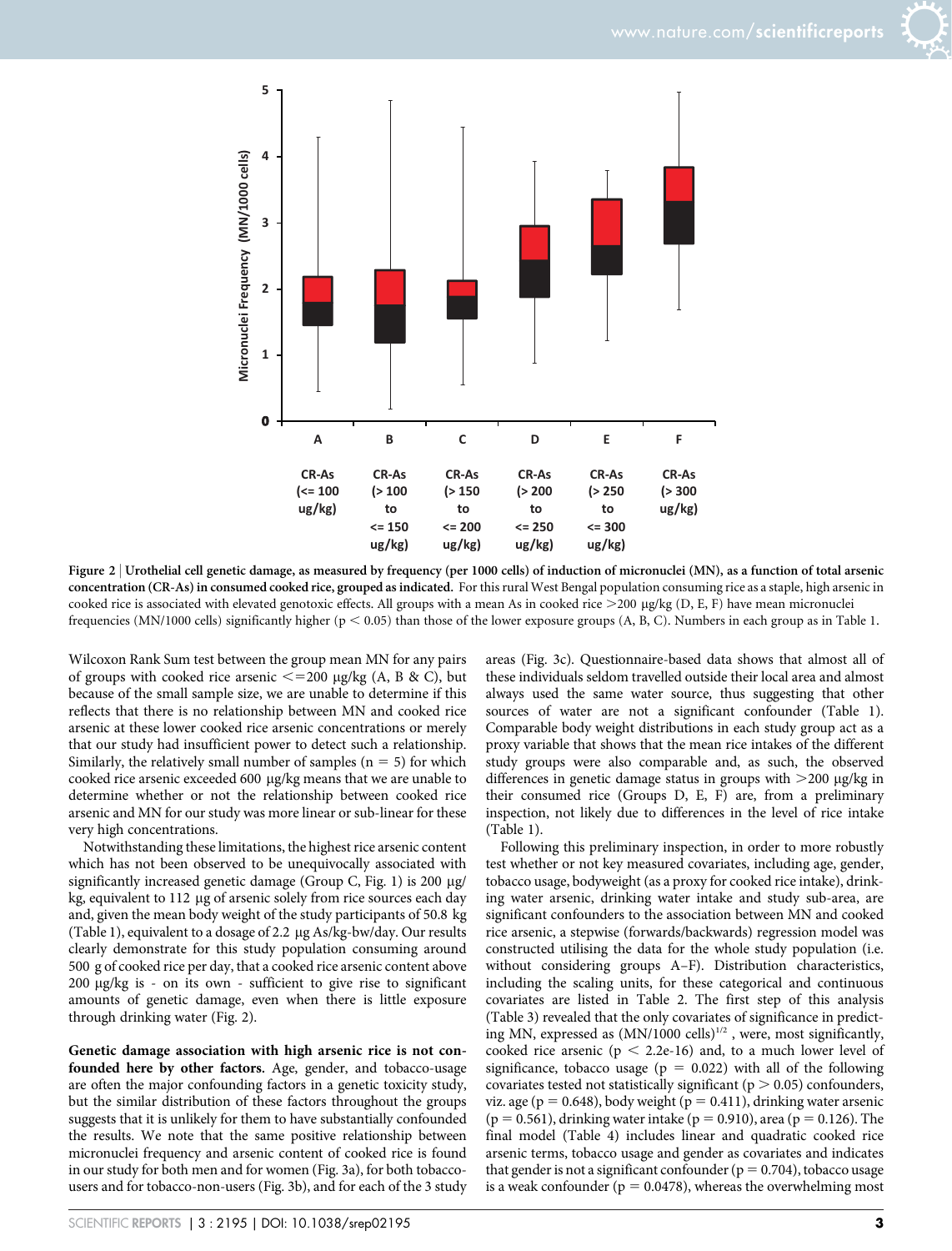Figure 2 | Urothelial cell genetic damage, as measured by frequency (per 1000 cells) of induction of micronuclei (MN), as a function of total arsenic concentration (CR-As) in consumed cooked rice, grouped as indicated. For this rural West Bengal population consuming rice as a staple, high arsenic in cooked rice is associated with elevated genotoxic effects. All groups with a mean As in cooked rice >200 μg/kg (D, E, F) have mean micronuclei frequencies (MN/1000 cells) significantly higher ($p < 0.05$) than those of the lower exposure groups (A, B, C). Numbers in each group as in Table 1.

Wilcoxon Rank Sum test between the group mean MN for any pairs of groups with cooked rice arsenic <=200 μg/kg (A, B & C), but because of the small sample size, we are unable to determine if this reflects that there is no relationship between MN and cooked rice arsenic at these lower cooked rice arsenic concentrations or merely that our study had insufficient power to detect such a relationship. Similarly, the relatively small number of samples ($n = 5$) for which cooked rice arsenic exceeded 600 μg/kg means that we are unable to determine whether or not the relationship between cooked rice arsenic and MN for our study was more linear or sub-linear for these very high concentrations.

Notwithstanding these limitations, the highest rice arsenic content which has not been observed to be unequivocally associated with significantly increased genetic damage (Group C, Fig. 1) is 200 μg/kg, equivalent to 112 μg of arsenic solely from rice sources each day and, given the mean body weight of the study participants of 50.8 kg (Table 1), equivalent to a dosage of 2.2 μg As/kg-bw/day. Our results clearly demonstrate for this study population consuming around 500 g of cooked rice per day, that a cooked rice arsenic content above 200 μg/kg is - on its own - sufficient to give rise to significant amounts of genetic damage, even when there is little exposure through drinking water (Fig. 2).

**Genetic damage association with high arsenic rice is not confounded here by other factors.** Age, gender, and tobacco-usage are often the major confounding factors in a genetic toxicity study, but the similar distribution of these factors throughout the groups suggests that it is unlikely for them to have substantially confounded the results. We note that the same positive relationship between micronuclei frequency and arsenic content of cooked rice is found in our study for both men and for women (Fig. 3a), for both tobacco-users and for tobacco-non-users (Fig. 3b), and for each of the 3 study areas (Fig. 3c). Questionnaire-based data shows that almost all of these individuals seldom travelled outside their local area and almost always used the same water source, thus suggesting that other sources of water are not a significant confounder (Table 1). Comparable body weight distributions in each study group act as a proxy variable that shows that the mean rice intakes of the different study groups were also comparable and, as such, the observed differences in genetic damage status in groups with >200 μg/kg in their consumed rice (Groups D, E, F) are, from a preliminary inspection, not likely due to differences in the level of rice intake (Table 1).

Following this preliminary inspection, in order to more robustly test whether or not key measured covariates, including age, gender, tobacco usage, bodyweight (as a proxy for cooked rice intake), drinking water arsenic, drinking water intake and study sub-area, are significant confounders to the association between MN and cooked rice arsenic, a stepwise (forwards/backwards) regression model was constructed utilising the data for the whole study population (i.e. without considering groups A–F). Distribution characteristics, including the scaling units, for these categorical and continuous covariates are listed in Table 2. The first step of this analysis (Table 3) revealed that the only covariates of significance in predicting MN, expressed as $(MN/1000 \text{ cells})^{1/2}$, were, most significantly, cooked rice arsenic ($p < 2.2e\text{-}16$) and, to a much lower level of significance, tobacco usage ($p = 0.022$) with all of the following covariates tested not statistically significant ($p > 0.05$) confounders, viz. age ($p = 0.648$), body weight ($p = 0.411$), drinking water arsenic ($p = 0.561$), drinking water intake ($p = 0.910$), area ($p = 0.126$). The final model (Table 4) includes linear and quadratic cooked rice arsenic terms, tobacco usage and gender as covariates and indicates that gender is not a significant confounder ($p = 0.704$), tobacco usage is a weak confounder ($p = 0.0478$), whereas the overwhelming most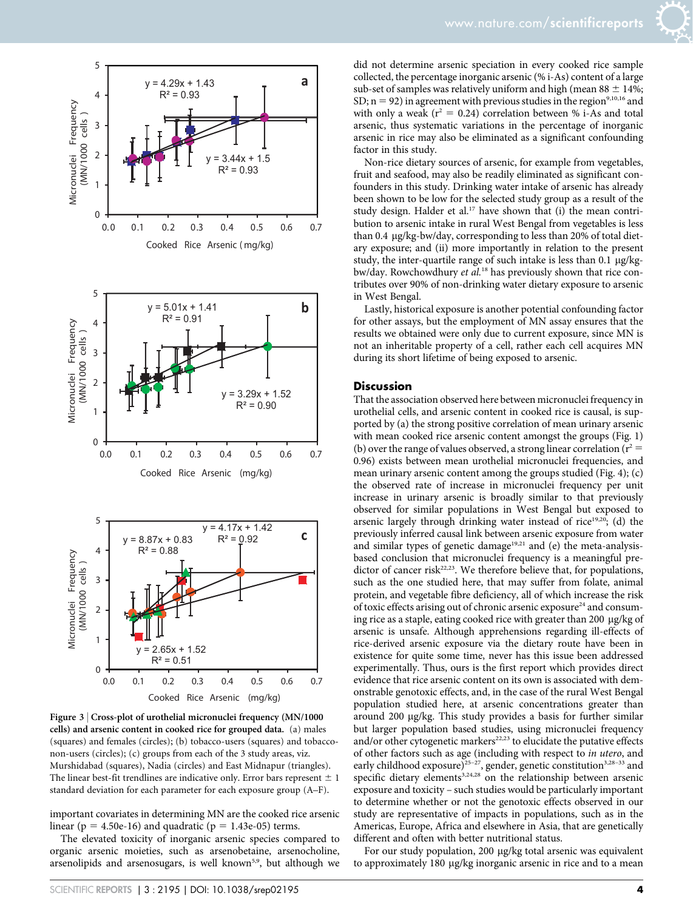Figure 3 | Cross-plot of urothelial micronuclei frequency (MN/1000 cells) and arsenic content in cooked rice for grouped data. (a) males (squares) and females (circles); (b) tobacco-users (squares) and tobacco-non-users (circles); (c) groups from each of the 3 study areas, viz. Murshidabad (squares), Nadia (circles) and East Midnapur (triangles). The linear best-fit trendlines are indicative only. Error bars represent ± 1 standard deviation for each parameter for each exposure group (A–F).

important covariates in determining MN are the cooked rice arsenic linear ($p = 4.50e\text{-}16$) and quadratic ($p = 1.43e\text{-}05$) terms.

The elevated toxicity of inorganic arsenic species compared to organic arsenic moieties, such as arsenobetaine, arsenocholine, arsenolipids and arsenosugars, is well known[5,9], but although we did not determine arsenic speciation in every cooked rice sample collected, the percentage inorganic arsenic (% i-As) content of a large sub-set of samples was relatively uniform and high (mean 88 ± 14%; SD; n = 92) in agreement with previous studies in the region[9,10,16] and with only a weak ($r^2 = 0.24$) correlation between % i-As and total arsenic, thus systematic variations in the percentage of inorganic arsenic in rice may also be eliminated as a significant confounding factor in this study.

Non-rice dietary sources of arsenic, for example from vegetables, fruit and seafood, may also be readily eliminated as significant confounders in this study. Drinking water intake of arsenic has already been shown to be low for the selected study group as a result of the study design. Halder et al.[17] have shown that (i) the mean contribution to arsenic intake in rural West Bengal from vegetables is less than 0.4 µg/kg-bw/day, corresponding to less than 20% of total dietary exposure; and (ii) more importantly in relation to the present study, the inter-quartile range of such intake is less than 0.1 µg/kg-bw/day. Rowchowdhury *et al.*[18] has previously shown that rice contributes over 90% of non-drinking water dietary exposure to arsenic in West Bengal.

Lastly, historical exposure is another potential confounding factor for other assays, but the employment of MN assay ensures that the results we obtained were only due to current exposure, since MN is not an inheritable property of a cell, rather each cell acquires MN during its short lifetime of being exposed to arsenic.

## Discussion

That the association observed here between micronuclei frequency in urothelial cells, and arsenic content in cooked rice is causal, is supported by (a) the strong positive correlation of mean urinary arsenic with mean cooked rice arsenic content amongst the groups (Fig. 1) (b) over the range of values observed, a strong linear correlation ($r^2 = 0.96$) exists between mean urothelial micronuclei frequencies, and mean urinary arsenic content among the groups studied (Fig. 4); (c) the observed rate of increase in micronuclei frequency per unit increase in urinary arsenic is broadly similar to that previously observed for similar populations in West Bengal but exposed to arsenic largely through drinking water instead of rice[19,20]; (d) the previously inferred causal link between arsenic exposure from water and similar types of genetic damage[19,21] and (e) the meta-analysis-based conclusion that micronuclei frequency is a meaningful predictor of cancer risk[22,23]. We therefore believe that, for populations, such as the one studied here, that may suffer from folate, animal protein, and vegetable fibre deficiency, all of which increase the risk of toxic effects arising out of chronic arsenic exposure[24] and consuming rice as a staple, eating cooked rice with greater than 200 µg/kg of arsenic is unsafe. Although apprehensions regarding ill-effects of rice-derived arsenic exposure via the dietary route have been in existence for quite some time, never has this issue been addressed experimentally. Thus, ours is the first report which provides direct evidence that rice arsenic content on its own is associated with demonstrable genotoxic effects, and, in the case of the rural West Bengal population studied here, at arsenic concentrations greater than around 200 µg/kg. This study provides a basis for further similar but larger population based studies, using micronuclei frequency and/or other cytogenetic markers[22,23] to elucidate the putative effects of other factors such as age (including with respect to *in utero*, and early childhood exposure)[25–27], gender, genetic constitution[3,28–33] and specific dietary elements[3,24,28] on the relationship between arsenic exposure and toxicity – such studies would be particularly important to determine whether or not the genotoxic effects observed in our study are representative of impacts in populations, such as in the Americas, Europe, Africa and elsewhere in Asia, that are genetically different and often with better nutritional status.

For our study population, 200 µg/kg total arsenic was equivalent to approximately 180 µg/kg inorganic arsenic in rice and to a mean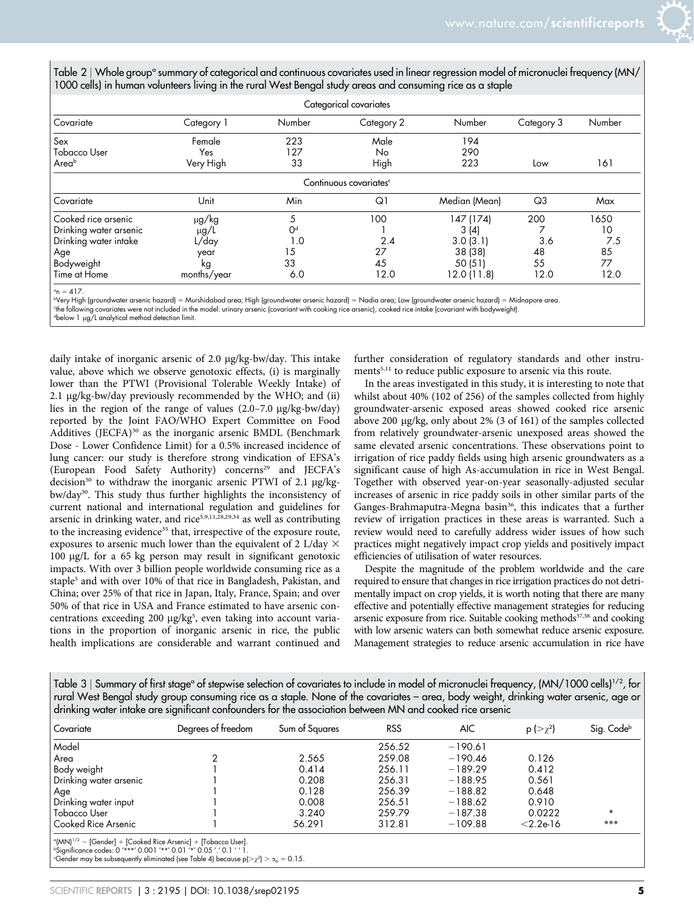Table 2 | Whole group[a] summary of categorical and continuous covariates used in linear regression model of micronuclei frequency (MN/1000 cells) in human volunteers living in the rural West Bengal study areas and consuming rice as a staple

| Categorical covariates | | | | | | |
|---|---|---|---|---|---|---|
| Covariate | Category 1 | Number | Category 2 | Number | Category 3 | Number |
| Sex | Female | 223 | Male | 194 | | |
| Tobacco User | Yes | 127 | No | 290 | | |
| Area[b] | Very High | 33 | High | 223 | Low | 161 |

| Continuous covariates[c] | | | | | | |
|---|---|---|---|---|---|---|
| Covariate | Unit | Min | Q1 | Median (Mean) | Q3 | Max |
| Cooked rice arsenic | μg/kg | 5 | 100 | 147 (174) | 200 | 1650 |
| Drinking water arsenic | μg/L | 0[d] | 1 | 3 (4) | 7 | 10 |
| Drinking water intake | L/day | 1.0 | 2.4 | 3.0 (3.1) | 3.6 | 7.5 |
| Age | year | 15 | 27 | 38 (38) | 48 | 85 |
| Bodyweight | kg | 33 | 45 | 50 (51) | 55 | 77 |
| Time at Home | months/year | 6.0 | 12.0 | 12.0 (11.8) | 12.0 | 12.0 |

[a]n = 417.
[b]Very High (groundwater arsenic hazard) = Murshidabad area; High (groundwater arsenic hazard) = Nadia area; Low (groundwater arsenic hazard) = Midnapore area.
[c]the following covariates were not included in the model: urinary arsenic (covariant with cooking rice arsenic), cooked rice intake (covariant with bodyweight).
[d]below 1 μg/L analytical method detection limit.

daily intake of inorganic arsenic of 2.0 μg/kg-bw/day. This intake value, above which we observe genotoxic effects, (i) is marginally lower than the PTWI (Provisional Tolerable Weekly Intake) of 2.1 μg/kg-bw/day previously recommended by the WHO; and (ii) lies in the region of the range of values (2.0–7.0 μg/kg-bw/day) reported by the Joint FAO/WHO Expert Committee on Food Additives (JECFA)[30] as the inorganic arsenic BMDL (Benchmark Dose - Lower Confidence Limit) for a 0.5% increased incidence of lung cancer: our study is therefore strong vindication of EFSA's (European Food Safety Authority) concerns[29] and JECFA's decision[30] to withdraw the inorganic arsenic PTWI of 2.1 μg/kg-bw/day[30]. This study thus further highlights the inconsistency of current national and international regulation and guidelines for arsenic in drinking water, and rice[5,9,11,28,29,34] as well as contributing to the increasing evidence[35] that, irrespective of the exposure route, exposures to arsenic much lower than the equivalent of 2 L/day × 100 μg/L for a 65 kg person may result in significant genotoxic impacts. With over 3 billion people worldwide consuming rice as a staple[5] and with over 10% of that rice in Bangladesh, Pakistan, and China; over 25% of that rice in Japan, Italy, France, Spain; and over 50% of that rice in USA and France estimated to have arsenic concentrations exceeding 200 μg/kg[5], even taking into account variations in the proportion of inorganic arsenic in rice, the public health implications are considerable and warrant continued and further consideration of regulatory standards and other instruments[5,11] to reduce public exposure to arsenic via this route.

In the areas investigated in this study, it is interesting to note that whilst about 40% (102 of 256) of the samples collected from highly groundwater-arsenic exposed areas showed cooked rice arsenic above 200 μg/kg, only about 2% (3 of 161) of the samples collected from relatively groundwater-arsenic unexposed areas showed the same elevated arsenic concentrations. These observations point to irrigation of rice paddy fields using high arsenic groundwaters as a significant cause of high As-accumulation in rice in West Bengal. Together with observed year-on-year seasonally-adjusted secular increases of arsenic in rice paddy soils in other similar parts of the Ganges-Brahmaputra-Megna basin[36], this indicates that a further review of irrigation practices in these areas is warranted. Such a review would need to carefully address wider issues of how such practices might negatively impact crop yields and positively impact efficiencies of utilisation of water resources.

Despite the magnitude of the problem worldwide and the care required to ensure that changes in rice irrigation practices do not detrimentally impact on crop yields, it is worth noting that there are many effective and potentially effective management strategies for reducing arsenic exposure from rice. Suitable cooking methods[37,38] and cooking with low arsenic waters can both somewhat reduce arsenic exposure. Management strategies to reduce arsenic accumulation in rice have

Table 3 | Summary of first stage[a] of stepwise selection of covariates to include in model of micronuclei frequency, $(MN/1000\ cells)^{1/2}$, for rural West Bengal study group consuming rice as a staple. None of the covariates – area, body weight, drinking water arsenic, age or drinking water intake are significant confounders for the association between MN and cooked rice arsenic

| Covariate | Degrees of freedom | Sum of Squares | RSS | AIC | $p(>\chi^2)$ | Sig. Code[b] |
|---|---|---|---|---|---|---|
| Model | | | 256.52 | −190.61 | | |
| Area | 2 | 2.565 | 259.08 | −190.46 | 0.126 | |
| Body weight | 1 | 0.414 | 256.11 | −189.29 | 0.412 | |
| Drinking water arsenic | 1 | 0.208 | 256.31 | −188.95 | 0.561 | |
| Age | 1 | 0.128 | 256.39 | −188.82 | 0.648 | |
| Drinking water input | 1 | 0.008 | 256.51 | −188.62 | 0.910 | |
| Tobacco User | 1 | 3.240 | 259.79 | −187.38 | 0.0222 | * |
| Cooked Rice Arsenic | 1 | 56.291 | 312.81 | −109.88 | <2.2e-16 | *** |

[a]$(MN)^{1/2}$ ~ [Gender] + [Cooked Rice Arsenic] + [Tobacco User].
[b]Significance codes: 0 '***' 0.001 '**' 0.01 '*' 0.05 '.' 0.1 ' ' 1.
[c]Gender may be subsequently eliminated (see Table 4) because $p(>\chi^2) > \alpha_o = 0.15$.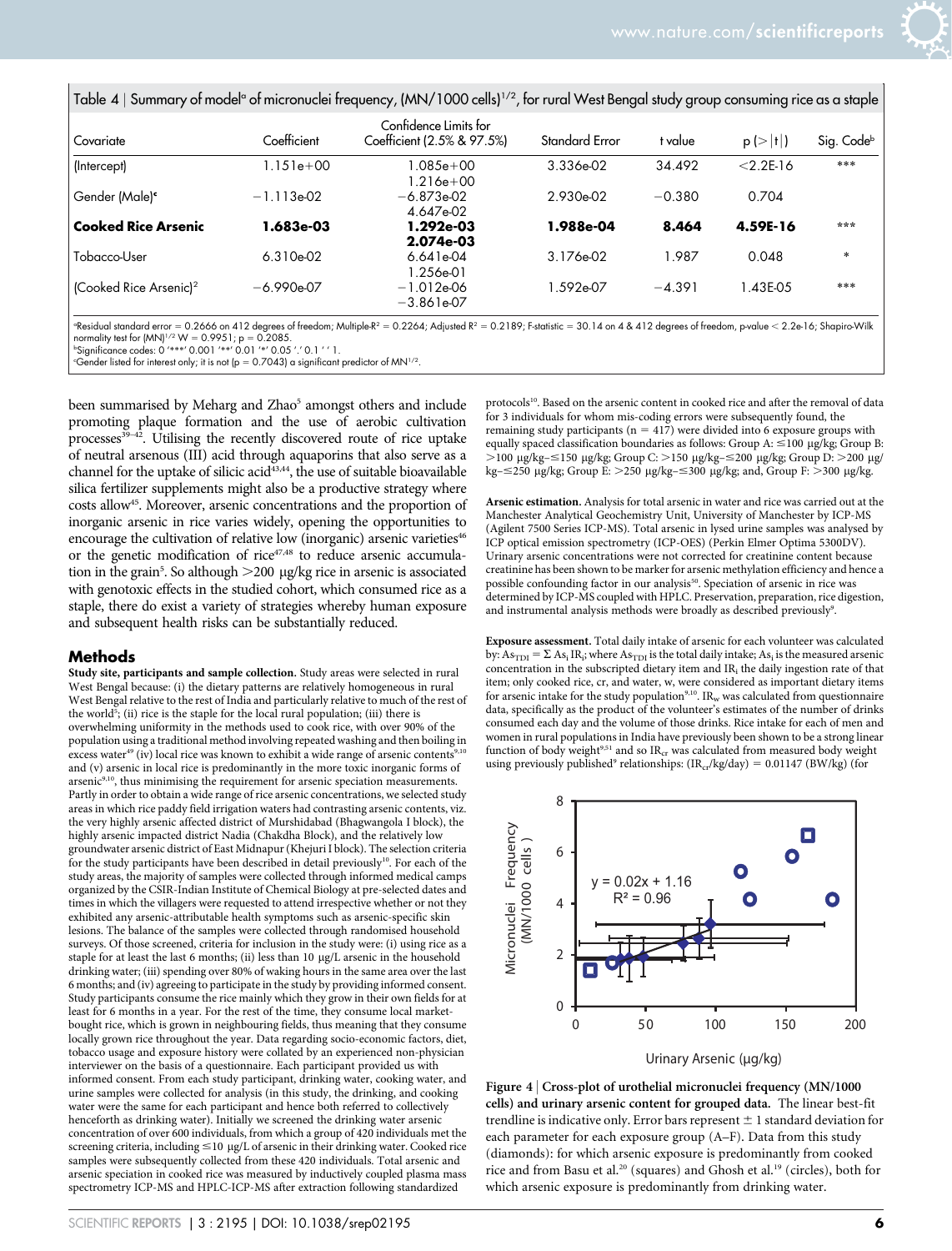Table 4 | Summary of model[a] of micronuclei frequency, $(MN/1000\ cells)^{1/2}$, for rural West Bengal study group consuming rice as a staple

| Covariate | Coefficient | Confidence Limits for Coefficient (2.5% & 97.5%) | Standard Error | t value | p (>\|t\|) | Sig. Code[b] |
|---|---|---|---|---|---|---|
| (Intercept) | 1.151e+00 | 1.085e+00 1.216e+00 | 3.336e-02 | 34.492 | <2.2E-16 | *** |
| Gender (Male)[c] | −1.113e-02 | −6.873e-02 4.647e-02 | 2.930e-02 | −0.380 | 0.704 | |
| **Cooked Rice Arsenic** | **1.683e-03** | **1.292e-03 2.074e-03** | **1.988e-04** | **8.464** | **4.59E-16** | *** |
| Tobacco-User | 6.310e-02 | 6.641e-04 1.256e-01 | 3.176e-02 | 1.987 | 0.048 | * |
| (Cooked Rice Arsenic)$^2$ | −6.990e-07 | −1.012e-06 −3.861e-07 | 1.592e-07 | −4.391 | 1.43E-05 | *** |

[a]Residual standard error = 0.2666 on 412 degrees of freedom; Multiple-$R^2$ = 0.2264; Adjusted $R^2$ = 0.2189; F-statistic = 30.14 on 4 & 412 degrees of freedom, p-value < 2.2e-16; Shapiro-Wilk normality test for $(MN)^{1/2}$ W = 0.9951; p = 0.2085.
[b]Significance codes: 0 '***' 0.001 '**' 0.01 '*' 0.05 '.' 0.1 ' ' 1.
[c]Gender listed for interest only; it is not (p = 0.7043) a significant predictor of $MN^{1/2}$.

been summarised by Meharg and Zhao[5] amongst others and include promoting plaque formation and the use of aerobic cultivation processes[39–42]. Utilising the recently discovered route of rice uptake of neutral arsenous (III) acid through aquaporins that also serve as a channel for the uptake of silicic acid[43,44], the use of suitable bioavailable silica fertilizer supplements might also be a productive strategy where costs allow[45]. Moreover, arsenic concentrations and the proportion of inorganic arsenic in rice varies widely, opening the opportunities to encourage the cultivation of relative low (inorganic) arsenic varieties[46] or the genetic modification of rice[47,48] to reduce arsenic accumulation in the grain[5]. So although >200 μg/kg rice in arsenic is associated with genotoxic effects in the studied cohort, which consumed rice as a staple, there do exist a variety of strategies whereby human exposure and subsequent health risks can be substantially reduced.

## Methods

**Study site, participants and sample collection.** Study areas were selected in rural West Bengal because: (i) the dietary patterns are relatively homogeneous in rural West Bengal relative to the rest of India and particularly relative to much of the rest of the world[5]; (ii) rice is the staple for the local rural population; (iii) there is overwhelming uniformity in the methods used to cook rice, with over 90% of the population using a traditional method involving repeated washing and then boiling in excess water[49] (iv) local rice was known to exhibit a wide range of arsenic contents[9,10] and (v) arsenic in local rice is predominantly in the more toxic inorganic forms of arsenic[9,10], thus minimising the requirement for arsenic speciation measurements. Partly in order to obtain a wide range of rice arsenic concentrations, we selected study areas in which rice paddy field irrigation waters had contrasting arsenic contents, viz. the very highly arsenic affected district of Murshidabad (Bhagwangola I block), the highly arsenic impacted district Nadia (Chakdha Block), and the relatively low groundwater arsenic district of East Midnapur (Khejuri I block). The selection criteria for the study participants have been described in detail previously[10]. For each of the study areas, the majority of samples were collected through informed medical camps organized by the CSIR-Indian Institute of Chemical Biology at pre-selected dates and times in which the villagers were requested to attend irrespective whether or not they exhibited any arsenic-attributable health symptoms such as arsenic-specific skin lesions. The balance of the samples were collected through randomised household surveys. Of those screened, criteria for inclusion in the study were: (i) using rice as a staple for at least the last 6 months; (ii) less than 10 μg/L arsenic in the household drinking water; (iii) spending over 80% of waking hours in the same area over the last 6 months; and (iv) agreeing to participate in the study by providing informed consent. Study participants consume the rice mainly which they grow in their own fields for at least for 6 months in a year. For the rest of the time, they consume local market-bought rice, which is grown in neighbouring fields, thus meaning that they consume locally grown rice throughout the year. Data regarding socio-economic factors, diet, tobacco usage and exposure history were collated by an experienced non-physician interviewer on the basis of a questionnaire. Each participant provided us with informed consent. From each study participant, drinking water, cooking water, and urine samples were collected for analysis (in this study, the drinking and cooking water were the same for each participant and hence both referred to collectively henceforth as drinking water). Initially we screened the drinking water arsenic concentration of over 600 individuals, from which a group of 420 individuals met the screening criteria, including ≤10 μg/L arsenic in their drinking water. Cooked rice samples were subsequently collected from these 420 individuals. Total arsenic and arsenic speciation in cooked rice was measured by inductively coupled plasma mass spectrometry ICP-MS and HPLC-ICP-MS after extraction following standardized protocols[10]. Based on the arsenic content in cooked rice and after the removal of data for 3 individuals for whom mis-coding errors were subsequently found, the remaining study participants (n = 417) were divided into 6 exposure groups with equally spaced classification boundaries as follows: Group A: ≤100 μg/kg; Group B: >100 μg/kg–≤150 μg/kg; Group C: >150 μg/kg–≤200 μg/kg; Group D: >200 μg/kg–≤250 μg/kg; Group E: >250 μg/kg–≤300 μg/kg; and, Group F: >300 μg/kg.

**Arsenic estimation.** Analysis for total arsenic in water and rice was carried out at the Manchester Analytical Geochemistry Unit, University of Manchester by ICP-MS (Agilent 7500 Series ICP-MS). Total arsenic in lysed urine samples was analysed by ICP optical emission spectrometry (ICP-OES) (Perkin Elmer Optima 5300DV). Urinary arsenic concentrations were not corrected for creatinine content because creatinine has been shown to be marker for arsenic methylation efficiency and hence a possible confounding factor in our analysis[50]. Speciation of arsenic in rice was determined by ICP-MS coupled with HPLC. Preservation, preparation, rice digestion, and instrumental analysis methods were broadly as described previously[9].

**Exposure assessment.** Total daily intake of arsenic for each volunteer was calculated by: $As_{TDI} = \Sigma\, As_i\, IR_i$; where $As_{TDI}$ is the total daily intake; $As_i$ is the measured arsenic concentration in the subscripted dietary item and $IR_i$ the daily ingestion rate of that item; only cooked rice, cr, and water, w, were considered as important dietary items for arsenic intake for the study population[9,10]. $IR_w$ was calculated from questionnaire data, specifically as the product of the volunteer's estimates of the number of drinks consumed each day and the volume of those drinks. Rice intake for each of men and women in rural populations in India have previously been shown to be a strong linear function of body weight[9,51] and so $IR_{cr}$ was calculated from measured body weight using previously published[9] relationships: $(IR_{cr}/kg/day) = 0.01147\ (BW/kg)$ (for

Figure 4 | **Cross-plot of urothelial micronuclei frequency (MN/1000 cells) and urinary arsenic content for grouped data.** The linear best-fit trendline is indicative only. Error bars represent ± 1 standard deviation for each parameter for each exposure group (A–F). Data from this study (diamonds): for which arsenic exposure is predominantly from cooked rice and from Basu et al.[20] (squares) and Ghosh et al.[19] (circles), both for which arsenic exposure is predominantly from drinking water.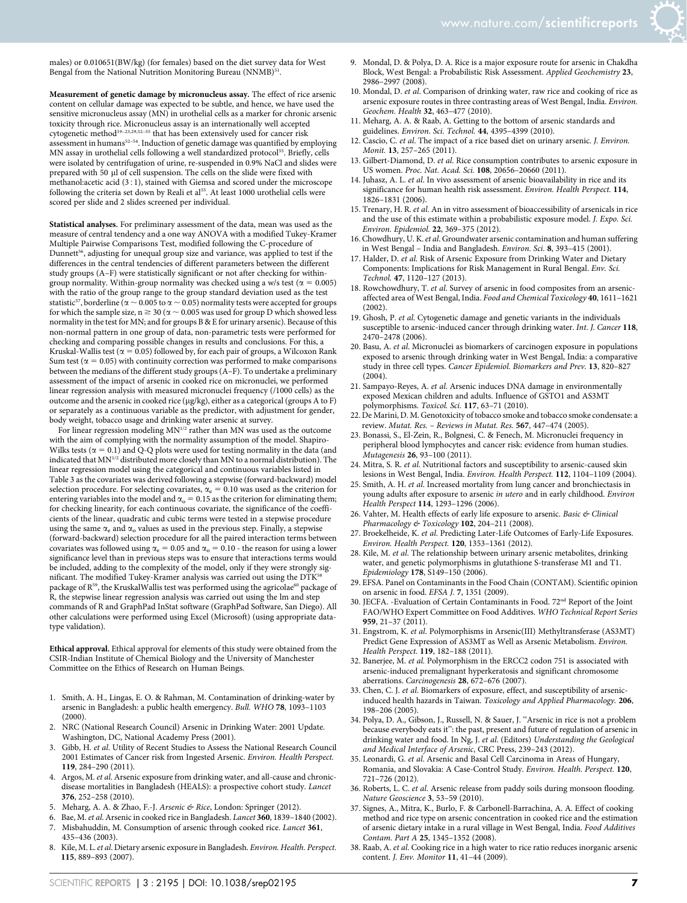males) or 0.010651(BW/kg) (for females) based on the diet survey data for West Bengal from the National Nutrition Monitoring Bureau (NNMB)[51].

**Measurement of genetic damage by micronucleus assay.** The effect of rice arsenic content on cellular damage was expected to be subtle, and hence, we have used the sensitive micronucleus assay (MN) in urothelial cells as a marker for chronic arsenic toxicity through rice. Micronucleus assay is an internationally well accepted cytogenetic method[19–23,29,52–55] that has been extensively used for cancer risk assessment in humans[52–54]. Induction of genetic damage was quantified by employing MN assay in urothelial cells following a well standardized protocol[55]. Briefly, cells were isolated by centrifugation of urine, re-suspended in 0.9% NaCl and slides were prepared with 50 µl of cell suspension. The cells on the slide were fixed with methanol:acetic acid (3 : 1), stained with Giemsa and scored under the microscope following the criteria set down by Reali et al[55]. At least 1000 urothelial cells were scored per slide and 2 slides screened per individual.

**Statistical analyses.** For preliminary assessment of the data, mean was used as the measure of central tendency and a one way ANOVA with a modified Tukey-Kramer Multiple Pairwise Comparisons Test, modified following the C-procedure of Dunnett[56], adjusting for unequal group size and variance, was applied to test if the differences in the central tendencies of different parameters between the different study groups (A–F) were statistically significant or not after checking for within-group normality. Within-group normality was checked using a w/s test ($\alpha = 0.005$) with the ratio of the group range to the group standard deviation used as the test statistic[57], borderline ($\alpha \sim 0.005$ to $\alpha \sim 0.05$) normality tests were accepted for groups for which the sample size, $n \geq 30$ ($\alpha \sim 0.005$ was used for group D which showed less normality in the test for MN; and for groups B & E for urinary arsenic). Because of this non-normal pattern in one group of data, non-parametric tests were performed for checking and comparing possible changes in results and conclusions. For this, a Kruskal-Wallis test ($\alpha = 0.05$) followed by, for each pair of groups, a Wilcoxon Rank Sum test ($\alpha = 0.05$) with continuity correction was performed to make comparisons between the medians of the different study groups (A–F). To undertake a preliminary assessment of the impact of arsenic in cooked rice on micronuclei, we performed linear regression analysis with measured micronuclei frequency (/1000 cells) as the outcome and the arsenic in cooked rice (µg/kg), either as a categorical (groups A to F) or separately as a continuous variable as the predictor, with adjustment for gender, body weight, tobacco usage and drinking water arsenic at survey.

For linear regression modeling $MN^{1/2}$ rather than MN was used as the outcome with the aim of complying with the normality assumption of the model. Shapiro-Wilks tests ($\alpha = 0.1$) and Q-Q plots were used for testing normality in the data (and indicated that $MN^{1/2}$ distributed more closely than MN to a normal distribution). The linear regression model using the categorical and continuous variables listed in Table 3 as the covariates was derived following a stepwise (forward-backward) model selection procedure. For selecting covariates, $\alpha_e = 0.10$ was used as the criterion for entering variables into the model and $\alpha_o = 0.15$ as the criterion for eliminating them; for checking linearity, for each continuous covariate, the significance of the coefficients of the linear, quadratic and cubic terms were tested in a stepwise procedure using the same $\alpha_e$ and $\alpha_o$ values as used in the previous step. Finally, a stepwise (forward-backward) selection procedure for all the paired interaction terms between covariates was followed using $\alpha_e = 0.05$ and $\alpha_o = 0.10$ - the reason for using a lower significance level than in previous steps was to ensure that interactions terms would be included, adding to the complexity of the model, only if they were strongly significant. The modified Tukey-Kramer analysis was carried out using the DTK[58] package of R[59], the KruskalWallis test was performed using the agricolae[60] package of R, the stepwise linear regression analysis was carried out using the lm and step commands of R and GraphPad InStat software (GraphPad Software, San Diego). All other calculations were performed using Excel (Microsoft) (using appropriate data-type validation).

**Ethical approval.** Ethical approval for elements of this study were obtained from the CSIR-Indian Institute of Chemical Biology and the University of Manchester Committee on the Ethics of Research on Human Beings.

1. Smith, A. H., Lingas, E. O. & Rahman, M. Contamination of drinking-water by arsenic in Bangladesh: a public health emergency. *Bull. WHO* **78**, 1093–1103 (2000).
2. NRC (National Research Council) Arsenic in Drinking Water: 2001 Update. Washington, DC, National Academy Press (2001).
3. Gibb, H. *et al.* Utility of Recent Studies to Assess the National Research Council 2001 Estimates of Cancer risk from Ingested Arsenic. *Environ. Health Perspect.* **119**, 284–290 (2011).
4. Argos, M. *et al.* Arsenic exposure from drinking water, and all-cause and chronic-disease mortalities in Bangladesh (HEALS): a prospective cohort study. *Lancet* **376**, 252–258 (2010).
5. Meharg, A. A. & Zhao, F.-J. *Arsenic & Rice*, London: Springer (2012).
6. Bae, M. *et al.* Arsenic in cooked rice in Bangladesh. *Lancet* **360**, 1839–1840 (2002).
7. Misbahuddin, M. Consumption of arsenic through cooked rice. *Lancet* **361**, 435–436 (2003).
8. Kile, M. L. *et al.* Dietary arsenic exposure in Bangladesh. *Environ. Health. Perspect.* **115**, 889–893 (2007).
9. Mondal, D. & Polya, D. A. Rice is a major exposure route for arsenic in Chakdha Block, West Bengal: a Probabilistic Risk Assessment. *Applied Geochemistry* **23**, 2986–2997 (2008).
10. Mondal, D. *et al.* Comparison of drinking water, raw rice and cooking of rice as arsenic exposure routes in three contrasting areas of West Bengal, India. *Environ. Geochem. Health* **32**, 463–477 (2010).
11. Meharg, A. A. & Raab, A. Getting to the bottom of arsenic standards and guidelines. *Environ. Sci. Technol.* **44**, 4395–4399 (2010).
12. Cascio, C. *et al.* The impact of a rice based diet on urinary arsenic. *J. Environ. Monit.* **13**, 257–265 (2011).
13. Gilbert-Diamond, D. *et al.* Rice consumption contributes to arsenic exposure in US women. *Proc. Nat. Acad. Sci.* **108**, 20656–20660 (2011).
14. Juhasz, A. L. *et al.* In vivo assessment of arsenic bioavailability in rice and its significance for human health risk assessment. *Environ. Health Perspect.* **114**, 1826–1831 (2006).
15. Trenary, H. R. *et al.* An in vitro assessment of bioaccessibility of arsenicals in rice and the use of this estimate within a probabilistic exposure model. *J. Expo. Sci. Environ. Epidemiol.* **22**, 369–375 (2012).
16. Chowdhury, U. K. *et al.* Groundwater arsenic contamination and human suffering in West Bengal – India and Bangladesh. *Environ. Sci.* **8**, 393–415 (2001).
17. Halder, D. *et al.* Risk of Arsenic Exposure from Drinking Water and Dietary Components: Implications for Risk Management in Rural Bengal. *Env. Sci. Technol.* **47**, 1120–127 (2013).
18. Rowchowdhury, T. *et al.* Survey of arsenic in food composites from an arsenic-affected area of West Bengal, India. *Food and Chemical Toxicology* **40**, 1611–1621 (2002).
19. Ghosh, P. *et al.* Cytogenetic damage and genetic variants in the individuals susceptible to arsenic-induced cancer through drinking water. *Int. J. Cancer* **118**, 2470–2478 (2006).
20. Basu, A. *et al.* Micronuclei as biomarkers of carcinogen exposure in populations exposed to arsenic through drinking water in West Bengal, India: a comparative study in three cell types. *Cancer Epidemiol. Biomarkers and Prev.* **13**, 820–827 (2004).
21. Sampayo-Reyes, A. *et al.* Arsenic induces DNA damage in environmentally exposed Mexican children and adults. Influence of GSTO1 and AS3MT polymorphisms. *Toxicol. Sci.* **117**, 63–71 (2010).
22. De Marini, D. M. Genotoxicity of tobacco smoke and tobacco smoke condensate: a review. *Mutat. Res. – Reviews in Mutat. Res.* **567**, 447–474 (2005).
23. Bonassi, S., El-Zein, R., Bolgnesi, C. & Fenech, M. Micronuclei frequency in peripheral blood lymphocytes and cancer risk: evidence from human studies. *Mutagenesis* **26**, 93–100 (2011).
24. Mitra, S. R. *et al.* Nutritional factors and susceptibility to arsenic-caused skin lesions in West Bengal, India. *Environ. Health Perspect.* **112**, 1104–1109 (2004).
25. Smith, A. H. *et al.* Increased mortality from lung cancer and bronchiectasis in young adults after exposure to arsenic *in utero* and in early childhood. *Environ Health Perspect* **114**, 1293–1296 (2006).
26. Vahter, M. Health effects of early life exposure to arsenic. *Basic & Clinical Pharmacology & Toxicology* **102**, 204–211 (2008).
27. Broekelheide, K. *et al.* Predicting Later-Life Outcomes of Early-Life Exposures. *Environ. Health Perspect.* **120**, 1353–1361 (2012).
28. Kile, M. *et al.* The relationship between urinary arsenic metabolites, drinking water, and genetic polymorphisms in glutathione S-transferase M1 and T1. *Epidemiology* **178**, S149–150 (2006).
29. EFSA. Panel on Contaminants in the Food Chain (CONTAM). Scientific opinion on arsenic in food. *EFSA J.* **7**, 1351 (2009).
30. JECFA. -Evaluation of Certain Contaminants in Food. 72nd Report of the Joint FAO/WHO Expert Committee on Food Additives. *WHO Technical Report Series* **959**, 21–37 (2011).
31. Engstrom, K. *et al.* Polymorphisms in Arsenic(III) Methyltransferase (AS3MT) Predict Gene Expression of AS3MT as Well as Arsenic Metabolism. *Environ. Health Perspect.* **119**, 182–188 (2011).
32. Banerjee, M. *et al.* Polymorphism in the ERCC2 codon 751 is associated with arsenic-induced premalignant hyperkeratosis and significant chromosome aberrations. *Carcinogenesis* **28**, 672–676 (2007).
33. Chen, C. J. *et al.* Biomarkers of exposure, effect, and susceptibility of arsenic-induced health hazards in Taiwan. *Toxicology and Applied Pharmacology.* **206**, 198–206 (2005).
34. Polya, D. A., Gibson, J., Russell, N. & Sauer, J. "Arsenic in rice is not a problem because everybody eats it": the past, present and future of regulation of arsenic in drinking water and food. In Ng, J. *et al.* (Editors) *Understanding the Geological and Medical Interface of Arsenic*, CRC Press, 239–243 (2012).
35. Leonardi, G. *et al.* Arsenic and Basal Cell Carcinoma in Areas of Hungary, Romania, and Slovakia: A Case-Control Study. *Environ. Health. Perspect.* **120**, 721–726 (2012).
36. Roberts, L. C. *et al.* Arsenic release from paddy soils during monsoon flooding. *Nature Geoscience* **3**, 53–59 (2010).
37. Signes, A., Mitra, K., Burlo, F. & Carbonell-Barrachina, A. A. Effect of cooking method and rice type on arsenic concentration in cooked rice and the estimation of arsenic dietary intake in a rural village in West Bengal, India. *Food Additives Contam. Part A* **25**, 1345–1352 (2008).
38. Raab, A. *et al.* Cooking rice in a high water to rice ratio reduces inorganic arsenic content. *J. Env. Monitor* **11**, 41–44 (2009).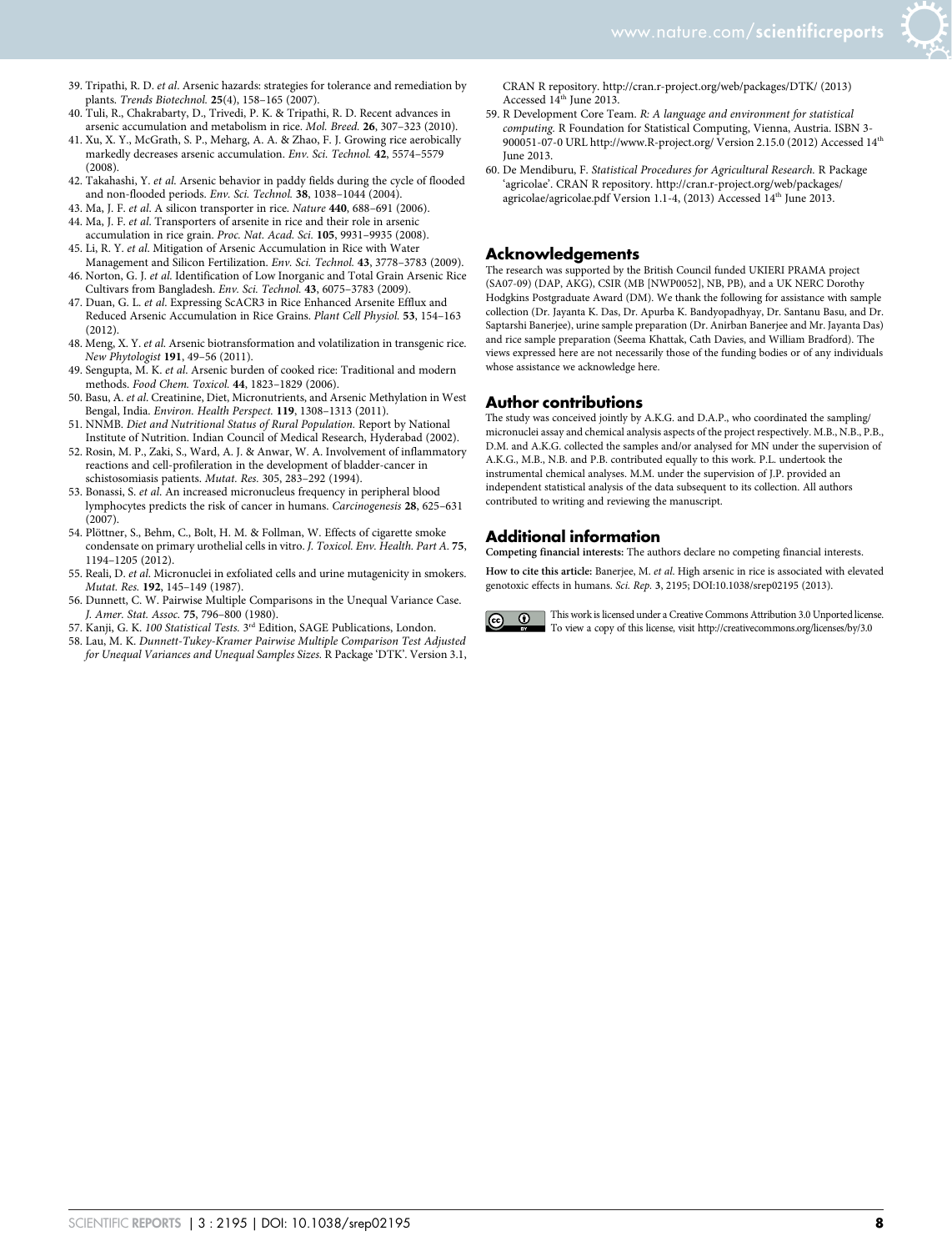39. Tripathi, R. D. *et al*. Arsenic hazards: strategies for tolerance and remediation by plants. *Trends Biotechnol.* **25**(4), 158–165 (2007).
40. Tuli, R., Chakrabarty, D., Trivedi, P. K. & Tripathi, R. D. Recent advances in arsenic accumulation and metabolism in rice. *Mol. Breed.* **26**, 307–323 (2010).
41. Xu, X. Y., McGrath, S. P., Meharg, A. A. & Zhao, F. J. Growing rice aerobically markedly decreases arsenic accumulation. *Env. Sci. Technol.* **42**, 5574–5579 (2008).
42. Takahashi, Y. *et al.* Arsenic behavior in paddy fields during the cycle of flooded and non-flooded periods. *Env. Sci. Technol.* **38**, 1038–1044 (2004).
43. Ma, J. F. *et al.* A silicon transporter in rice. *Nature* **440**, 688–691 (2006).
44. Ma, J. F. *et al.* Transporters of arsenite in rice and their role in arsenic accumulation in rice grain. *Proc. Nat. Acad. Sci.* **105**, 9931–9935 (2008).
45. Li, R. Y. *et al.* Mitigation of Arsenic Accumulation in Rice with Water Management and Silicon Fertilization. *Env. Sci. Technol.* **43**, 3778–3783 (2009).
46. Norton, G. J. *et al.* Identification of Low Inorganic and Total Grain Arsenic Rice Cultivars from Bangladesh. *Env. Sci. Technol.* **43**, 6075–3783 (2009).
47. Duan, G. L. *et al.* Expressing ScACR3 in Rice Enhanced Arsenite Efflux and Reduced Arsenic Accumulation in Rice Grains. *Plant Cell Physiol.* **53**, 154–163 (2012).
48. Meng, X. Y. *et al.* Arsenic biotransformation and volatilization in transgenic rice. *New Phytologist* **191**, 49–56 (2011).
49. Sengupta, M. K. *et al.* Arsenic burden of cooked rice: Traditional and modern methods. *Food Chem. Toxicol.* **44**, 1823–1829 (2006).
50. Basu, A. *et al.* Creatinine, Diet, Micronutrients, and Arsenic Methylation in West Bengal, India. *Environ. Health Perspect.* **119**, 1308–1313 (2011).
51. NNMB. *Diet and Nutritional Status of Rural Population.* Report by National Institute of Nutrition. Indian Council of Medical Research, Hyderabad (2002).
52. Rosin, M. P., Zaki, S., Ward, A. J. & Anwar, W. A. Involvement of inflammatory reactions and cell-profileration in the development of bladder-cancer in schistosomiasis patients. *Mutat. Res.* 305, 283–292 (1994).
53. Bonassi, S. *et al.* An increased micronucleus frequency in peripheral blood lymphocytes predicts the risk of cancer in humans. *Carcinogenesis* **28**, 625–631 (2007).
54. Plöttner, S., Behm, C., Bolt, H. M. & Follman, W. Effects of cigarette smoke condensate on primary urothelial cells in vitro. *J. Toxicol. Env. Health. Part A.* **75**, 1194–1205 (2012).
55. Reali, D. *et al.* Micronuclei in exfoliated cells and urine mutagenicity in smokers. *Mutat. Res.* **192**, 145–149 (1987).
56. Dunnett, C. W. Pairwise Multiple Comparisons in the Unequal Variance Case. *J. Amer. Stat. Assoc.* **75**, 796–800 (1980).
57. Kanji, G. K. *100 Statistical Tests.* 3rd Edition, SAGE Publications, London.
58. Lau, M. K. *Dunnett-Tukey-Kramer Pairwise Multiple Comparison Test Adjusted for Unequal Variances and Unequal Samples Sizes.* R Package 'DTK'. Version 3.1, CRAN R repository. http://cran.r-project.org/web/packages/DTK/ (2013) Accessed 14th June 2013.
59. R Development Core Team. *R: A language and environment for statistical computing.* R Foundation for Statistical Computing, Vienna, Austria. ISBN 3-900051-07-0 URL http://www.R-project.org/ Version 2.15.0 (2012) Accessed 14th June 2013.
60. De Mendiburu, F. *Statistical Procedures for Agricultural Research.* R Package 'agricolae'. CRAN R repository. http://cran.r-project.org/web/packages/agricolae/agricolae.pdf Version 1.1-4, (2013) Accessed 14th June 2013.

## Acknowledgements

The research was supported by the British Council funded UKIERI PRAMA project (SA07-09) (DAP, AKG), CSIR (MB [NWP0052], NB, PB), and a UK NERC Dorothy Hodgkins Postgraduate Award (DM). We thank the following for assistance with sample collection (Dr. Jayanta K. Das, Dr. Apurba K. Bandyopadhyay, Dr. Santanu Basu, and Dr. Saptarshi Banerjee), urine sample preparation (Dr. Anirban Banerjee and Mr. Jayanta Das) and rice sample preparation (Seema Khattak, Cath Davies, and William Bradford). The views expressed here are not necessarily those of the funding bodies or of any individuals whose assistance we acknowledge here.

## Author contributions

The study was conceived jointly by A.K.G. and D.A.P., who coordinated the sampling/micronuclei assay and chemical analysis aspects of the project respectively. M.B., N.B., P.B., D.M. and A.K.G. collected the samples and/or analysed for MN under the supervision of A.K.G., M.B., N.B. and P.B. contributed equally to this work. P.L. undertook the instrumental chemical analyses. M.M. under the supervision of J.P. provided an independent statistical analysis of the data subsequent to its collection. All authors contributed to writing and reviewing the manuscript.

## Additional information

**Competing financial interests:** The authors declare no competing financial interests.

**How to cite this article:** Banerjee, M. *et al.* High arsenic in rice is associated with elevated genotoxic effects in humans. *Sci. Rep.* **3**, 2195; DOI:10.1038/srep02195 (2013).

This work is licensed under a Creative Commons Attribution 3.0 Unported license. To view a copy of this license, visit http://creativecommons.org/licenses/by/3.0